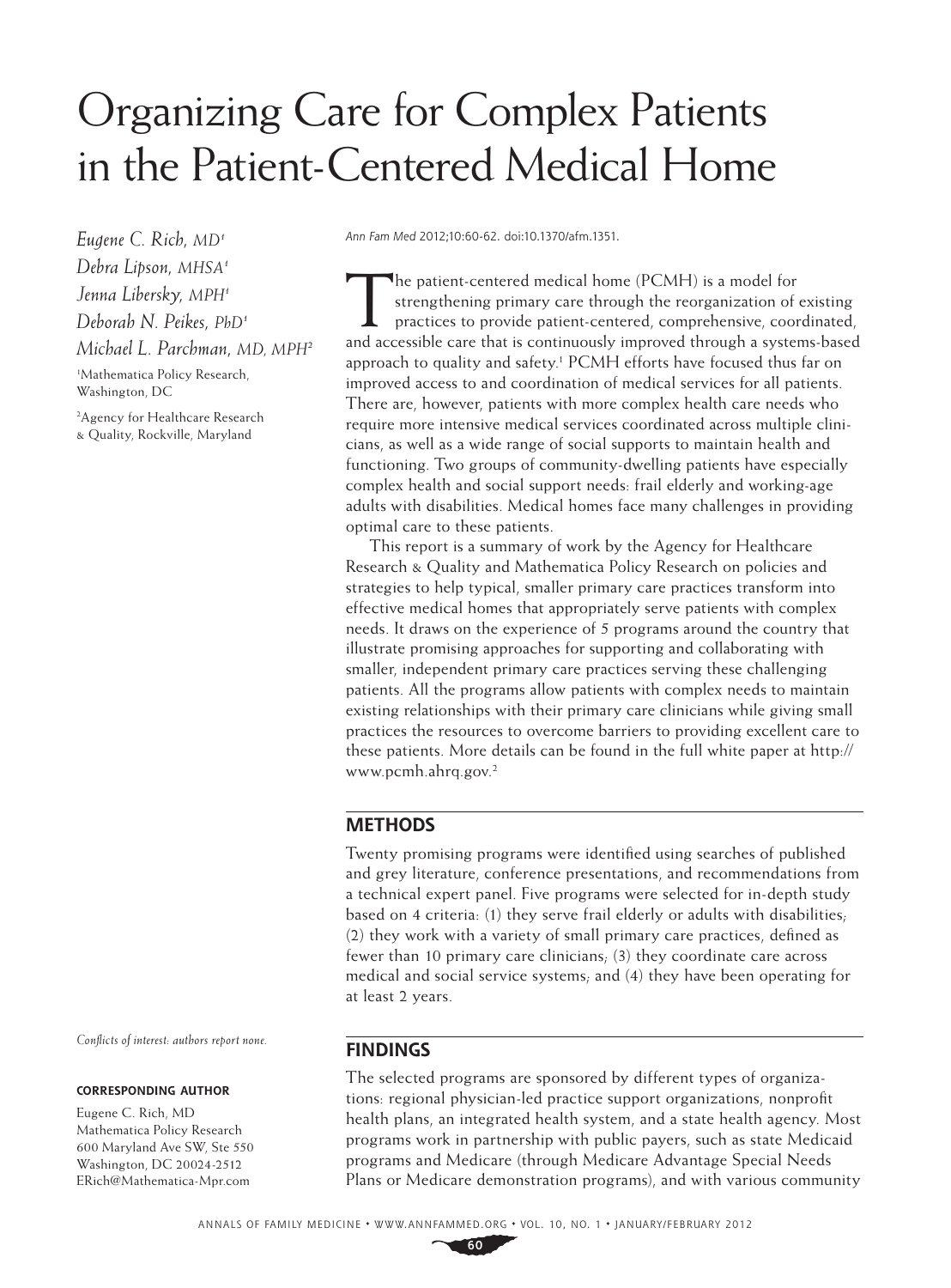# Organizing Care for Complex Patients in the Patient-Centered Medical Home

*Eugene C. Rich, MD*[1]
*Debra Lipson, MHSA*[1]
*Jenna Libersky, MPH*[1]
*Deborah N. Peikes, PhD*[1]
*Michael L. Parchman, MD, MPH*[2]

[1]Mathematica Policy Research, Washington, DC

[2]Agency for Healthcare Research & Quality, Rockville, Maryland

*Ann Fam Med* 2012;10:60-62. doi:10.1370/afm.1351.

The patient-centered medical home (PCMH) is a model for strengthening primary care through the reorganization of existing practices to provide patient-centered, comprehensive, coordinated, and accessible care that is continuously improved through a systems-based approach to quality and safety.[1] PCMH efforts have focused thus far on improved access to and coordination of medical services for all patients. There are, however, patients with more complex health care needs who require more intensive medical services coordinated across multiple clinicians, as well as a wide range of social supports to maintain health and functioning. Two groups of community-dwelling patients have especially complex health and social support needs: frail elderly and working-age adults with disabilities. Medical homes face many challenges in providing optimal care to these patients.

This report is a summary of work by the Agency for Healthcare Research & Quality and Mathematica Policy Research on policies and strategies to help typical, smaller primary care practices transform into effective medical homes that appropriately serve patients with complex needs. It draws on the experience of 5 programs around the country that illustrate promising approaches for supporting and collaborating with smaller, independent primary care practices serving these challenging patients. All the programs allow patients with complex needs to maintain existing relationships with their primary care clinicians while giving small practices the resources to overcome barriers to providing excellent care to these patients. More details can be found in the full white paper at http://www.pcmh.ahrq.gov.[2]

## METHODS

Twenty promising programs were identified using searches of published and grey literature, conference presentations, and recommendations from a technical expert panel. Five programs were selected for in-depth study based on 4 criteria: (1) they serve frail elderly or adults with disabilities; (2) they work with a variety of small primary care practices, defined as fewer than 10 primary care clinicians; (3) they coordinate care across medical and social service systems; and (4) they have been operating for at least 2 years.

## FINDINGS

The selected programs are sponsored by different types of organizations: regional physician-led practice support organizations, nonprofit health plans, an integrated health system, and a state health agency. Most programs work in partnership with public payers, such as state Medicaid programs and Medicare (through Medicare Advantage Special Needs Plans or Medicare demonstration programs), and with various community

*Conflicts of interest: authors report none.*

**CORRESPONDING AUTHOR**

Eugene C. Rich, MD
Mathematica Policy Research
600 Maryland Ave SW, Ste 550
Washington, DC 20024-2512
ERich@Mathematica-Mpr.com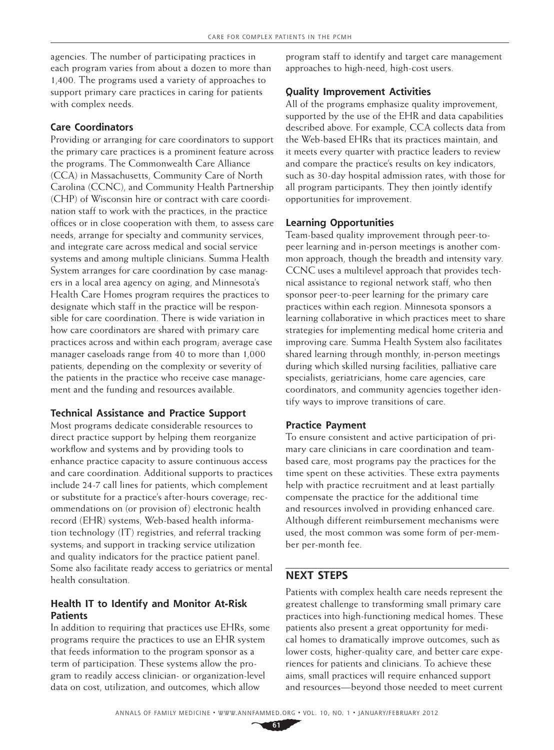agencies. The number of participating practices in each program varies from about a dozen to more than 1,400. The programs used a variety of approaches to support primary care practices in caring for patients with complex needs.

### Care Coordinators

Providing or arranging for care coordinators to support the primary care practices is a prominent feature across the programs. The Commonwealth Care Alliance (CCA) in Massachusetts, Community Care of North Carolina (CCNC), and Community Health Partnership (CHP) of Wisconsin hire or contract with care coordination staff to work with the practices, in the practice offices or in close cooperation with them, to assess care needs, arrange for specialty and community services, and integrate care across medical and social service systems and among multiple clinicians. Summa Health System arranges for care coordination by case managers in a local area agency on aging, and Minnesota's Health Care Homes program requires the practices to designate which staff in the practice will be responsible for care coordination. There is wide variation in how care coordinators are shared with primary care practices across and within each program; average case manager caseloads range from 40 to more than 1,000 patients, depending on the complexity or severity of the patients in the practice who receive case management and the funding and resources available.

### Technical Assistance and Practice Support

Most programs dedicate considerable resources to direct practice support by helping them reorganize workflow and systems and by providing tools to enhance practice capacity to assure continuous access and care coordination. Additional supports to practices include 24-7 call lines for patients, which complement or substitute for a practice's after-hours coverage; recommendations on (or provision of) electronic health record (EHR) systems, Web-based health information technology (IT) registries, and referral tracking systems; and support in tracking service utilization and quality indicators for the practice patient panel. Some also facilitate ready access to geriatrics or mental health consultation.

### Health IT to Identify and Monitor At-Risk Patients

In addition to requiring that practices use EHRs, some programs require the practices to use an EHR system that feeds information to the program sponsor as a term of participation. These systems allow the program to readily access clinician- or organization-level data on cost, utilization, and outcomes, which allow program staff to identify and target care management approaches to high-need, high-cost users.

### Quality Improvement Activities

All of the programs emphasize quality improvement, supported by the use of the EHR and data capabilities described above. For example, CCA collects data from the Web-based EHRs that its practices maintain, and it meets every quarter with practice leaders to review and compare the practice's results on key indicators, such as 30-day hospital admission rates, with those for all program participants. They then jointly identify opportunities for improvement.

### Learning Opportunities

Team-based quality improvement through peer-to-peer learning and in-person meetings is another common approach, though the breadth and intensity vary. CCNC uses a multilevel approach that provides technical assistance to regional network staff, who then sponsor peer-to-peer learning for the primary care practices within each region. Minnesota sponsors a learning collaborative in which practices meet to share strategies for implementing medical home criteria and improving care. Summa Health System also facilitates shared learning through monthly, in-person meetings during which skilled nursing facilities, palliative care specialists, geriatricians, home care agencies, care coordinators, and community agencies together identify ways to improve transitions of care.

### Practice Payment

To ensure consistent and active participation of primary care clinicians in care coordination and team-based care, most programs pay the practices for the time spent on these activities. These extra payments help with practice recruitment and at least partially compensate the practice for the additional time and resources involved in providing enhanced care. Although different reimbursement mechanisms were used, the most common was some form of per-member per-month fee.

## NEXT STEPS

Patients with complex health care needs represent the greatest challenge to transforming small primary care practices into high-functioning medical homes. These patients also present a great opportunity for medical homes to dramatically improve outcomes, such as lower costs, higher-quality care, and better care experiences for patients and clinicians. To achieve these aims, small practices will require enhanced support and resources—beyond those needed to meet current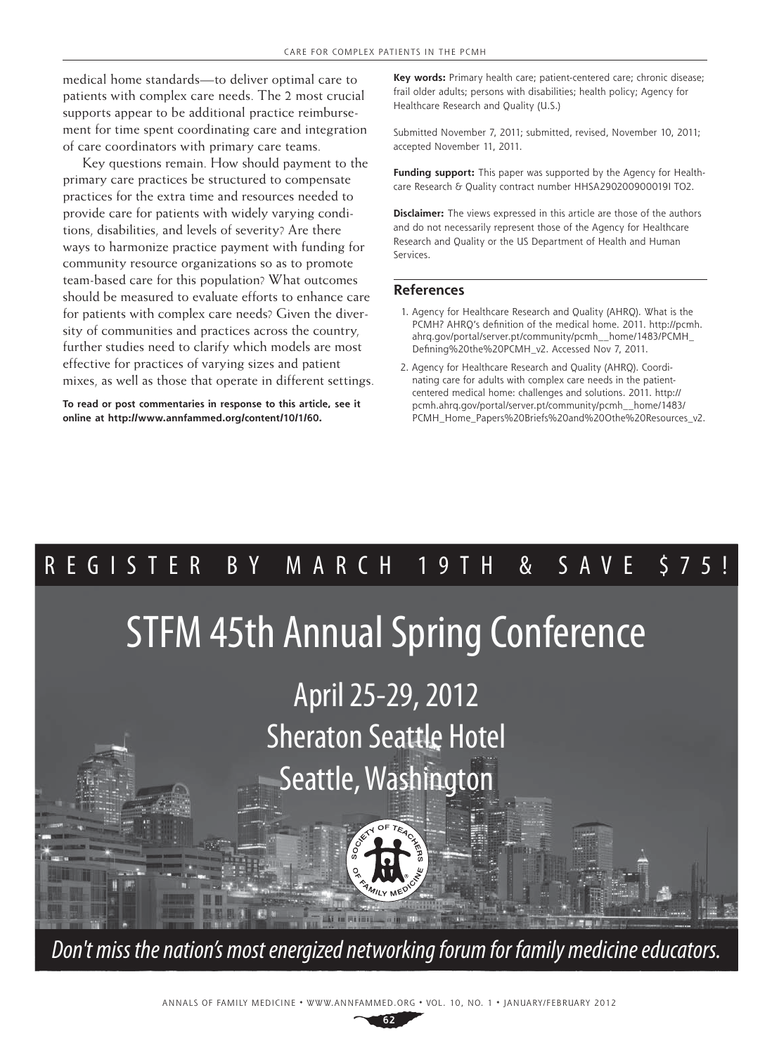medical home standards—to deliver optimal care to patients with complex care needs. The 2 most crucial supports appear to be additional practice reimbursement for time spent coordinating care and integration of care coordinators with primary care teams.

Key questions remain. How should payment to the primary care practices be structured to compensate practices for the extra time and resources needed to provide care for patients with widely varying conditions, disabilities, and levels of severity? Are there ways to harmonize practice payment with funding for community resource organizations so as to promote team-based care for this population? What outcomes should be measured to evaluate efforts to enhance care for patients with complex care needs? Given the diversity of communities and practices across the country, further studies need to clarify which models are most effective for practices of varying sizes and patient mixes, as well as those that operate in different settings.

**To read or post commentaries in response to this article, see it online at http://www.annfammed.org/content/10/1/60.**

**Key words:** Primary health care; patient-centered care; chronic disease; frail older adults; persons with disabilities; health policy; Agency for Healthcare Research and Quality (U.S.)

Submitted November 7, 2011; submitted, revised, November 10, 2011; accepted November 11, 2011.

**Funding support:** This paper was supported by the Agency for Healthcare Research & Quality contract number HHSA290200900019I TO2.

**Disclaimer:** The views expressed in this article are those of the authors and do not necessarily represent those of the Agency for Healthcare Research and Quality or the US Department of Health and Human Services.

## References

1. Agency for Healthcare Research and Quality (AHRQ). What is the PCMH? AHRQ's definition of the medical home. 2011. http://pcmh.ahrq.gov/portal/server.pt/community/pcmh__home/1483/PCMH_Defining%20the%20PCMH_v2. Accessed Nov 7, 2011.
2. Agency for Healthcare Research and Quality (AHRQ). Coordinating care for adults with complex care needs in the patient-centered medical home: challenges and solutions. 2011. http://pcmh.ahrq.gov/portal/server.pt/community/pcmh__home/1483/PCMH_Home_Papers%20Briefs%20and%20Othe%20Resources_v2.

REGISTER BY MARCH 19TH & SAVE $75!

# STFM 45th Annual Spring Conference

April 25-29, 2012
Sheraton Seattle Hotel
Seattle, Washington

SOCIETY OF TEACHERS OF FAMILY MEDICINE

*Don't miss the nation's most energized networking forum for family medicine educators.*